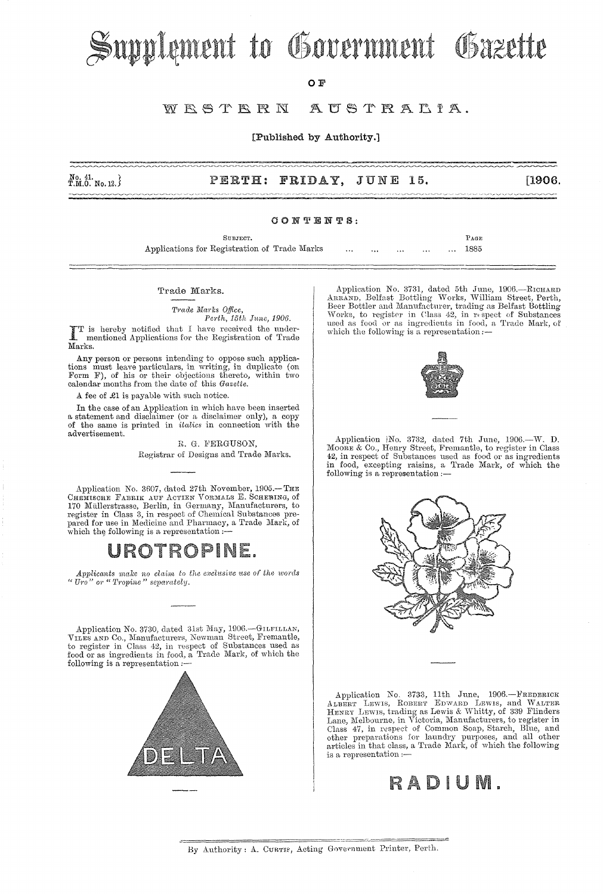# Supplement to Government Gazette

OF

## WESTERN AUSTRALIA.

[Published by Authority.]

No. 41.
T.M.O. No. 12.

**PERTH: FRIDAY, JUNE 15.** [1906.

CONTENTS:

| SUBJECT. | PAGE |
|---|---|
| Applications for Registration of Trade Marks ... ... ... ... ... | 1885 |

### Trade Marks.

*Trade Marks Office,*
*Perth, 15th June, 1906.*

IT is hereby notified that I have received the undermentioned Applications for the Registration of Trade Marks.

Any person or persons intending to oppose such applications must leave particulars, in writing, in duplicate (on Form F), of his or their objections thereto, within two calendar months from the date of this *Gazette.*

A fee of £1 is payable with such notice.

In the case of an Application in which have been inserted a statement and disclaimer (or a disclaimer only), a copy of the same is printed in *italics* in connection with the advertisement.

R. G. FERGUSON,
Registrar of Designs and Trade Marks.

---

Application No. 3607, dated 27th November, 1905.—The Chemische Fabrik auf Actien Vormals E. Schering, of 170 Müllerstrasse, Berlin, in Germany, Manufacturers, to register in Class 3, in respect of Chemical Substances prepared for use in Medicine and Pharmacy, a Trade Mark, of which the following is a representation:—

**UROTROPINE.**

*Applicants make no claim to the exclusive use of the words "Uro" or "Tropine" separately.*

---

Application No. 3730, dated 31st May, 1906.—Gilfillan, Viles and Co., Manufacturers, Newman Street, Fremantle, to register in Class 42, in respect of Substances used as food or as ingredients in food, a Trade Mark, of which the following is a representation:—

DELTA

---

Application No. 3731, dated 5th June, 1906.—Richard Arrand, Belfast Bottling Works, William Street, Perth, Beer Bottler and Manufacturer, trading as Belfast Bottling Works, to register in Class 42, in respect of Substances used as food or as ingredients in food, a Trade Mark, of which the following is a representation:—

---

Application No. 3732, dated 7th June, 1906.—W. D. Moore & Co., Henry Street, Fremantle, to register in Class 42, in respect of Substances used as food or as ingredients in food, excepting raisins, a Trade Mark, of which the following is a representation:—

---

Application No. 3733, 11th June, 1906.—Frederick Albert Lewis, Robert Edward Lewis, and Walter Henry Lewis, trading as Lewis & Whitty, of 339 Flinders Lane, Melbourne, in Victoria, Manufacturers, to register in Class 47, in respect of Common Soap, Starch, Blue, and other preparations for laundry purposes, and all other articles in that class, a Trade Mark, of which the following is a representation:—

**RADIUM.**

---

By Authority: A. Curtis, Acting Government Printer, Perth.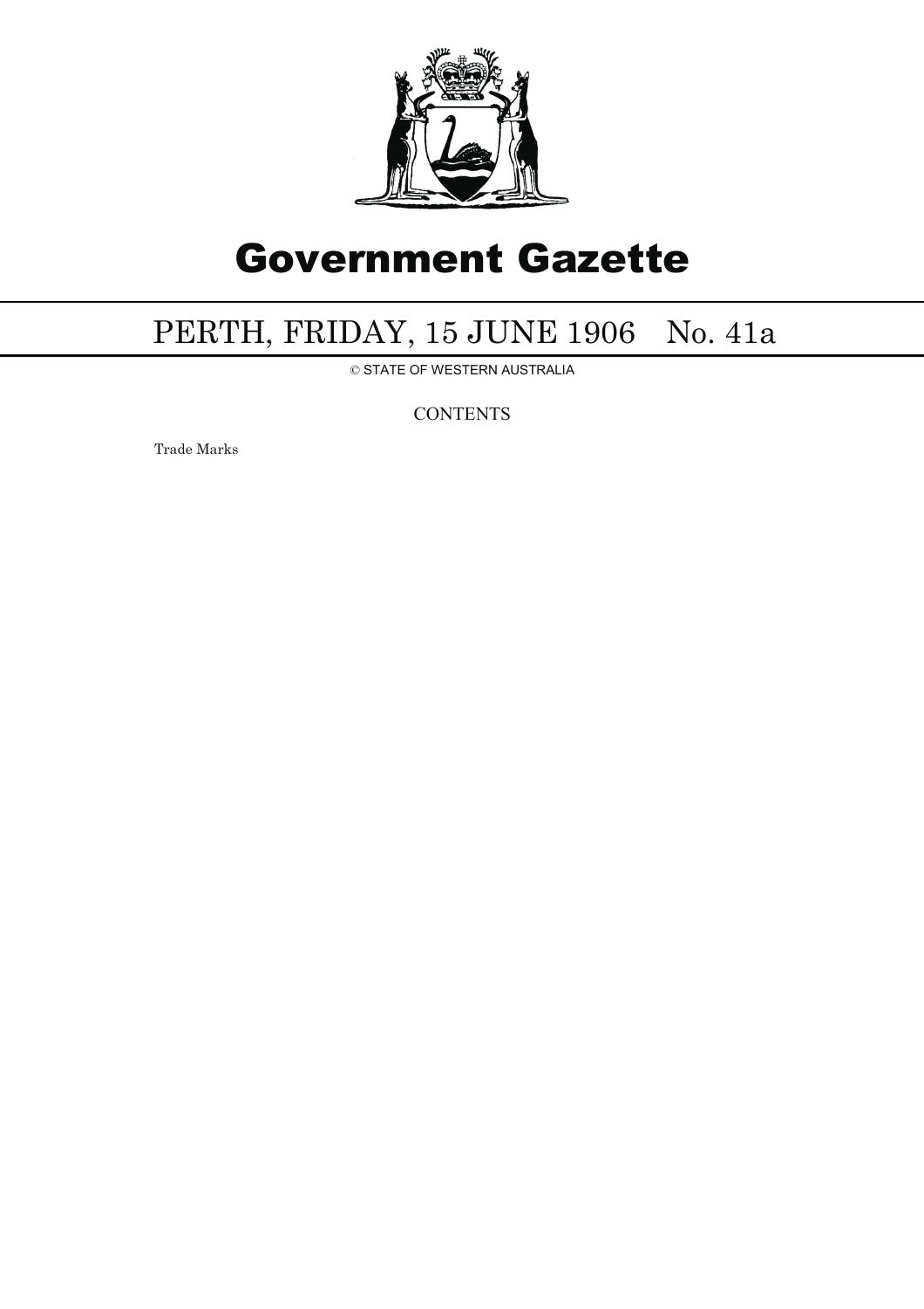# Government Gazette

## PERTH, FRIDAY, 15 JUNE 1906 No. 41a

© STATE OF WESTERN AUSTRALIA

CONTENTS

Trade Marks